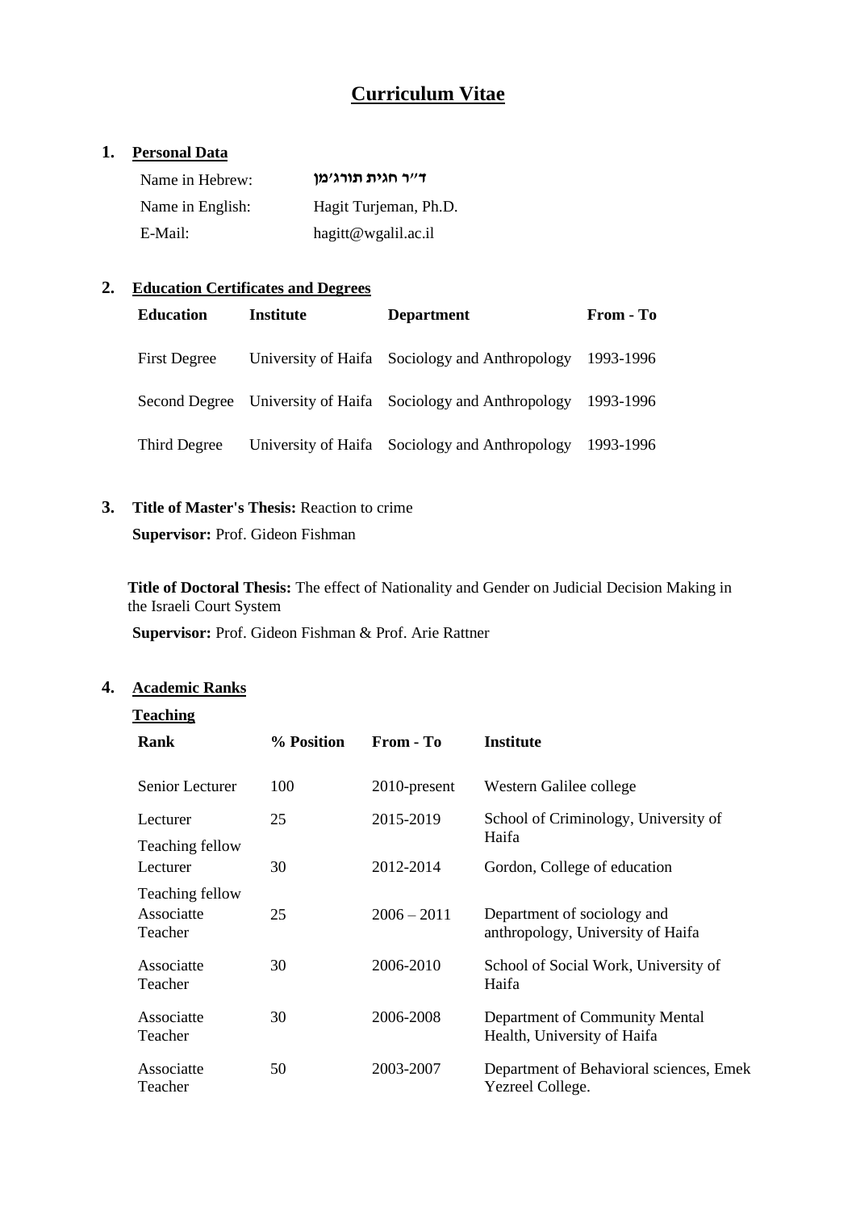# Curriculum Vitae

## 1. Personal Data

| | |
|---|---|
| Name in Hebrew: | **ד"ר חגית תורג'מן** |
| Name in English: | Hagit Turjeman, Ph.D. |
| E-Mail: | hagitt@wgalil.ac.il |

## 2. Education Certificates and Degrees

| Education | Institute | Department | From - To |
|---|---|---|---|
| First Degree | University of Haifa | Sociology and Anthropology | 1993-1996 |
| Second Degree | University of Haifa | Sociology and Anthropology | 1993-1996 |
| Third Degree | University of Haifa | Sociology and Anthropology | 1993-1996 |

## 3. Title of Master's Thesis: Reaction to crime

**Supervisor:** Prof. Gideon Fishman

**Title of Doctoral Thesis:** The effect of Nationality and Gender on Judicial Decision Making in the Israeli Court System

**Supervisor:** Prof. Gideon Fishman & Prof. Arie Rattner

## 4. Academic Ranks

### Teaching

| Rank | % Position | From - To | Institute |
|---|---|---|---|
| Senior Lecturer | 100 | 2010-present | Western Galilee college |
| Lecturer<br>Teaching fellow | 25 | 2015-2019 | School of Criminology, University of Haifa |
| Lecturer<br>Teaching fellow | 30 | 2012-2014 | Gordon, College of education |
| Associatte Teacher | 25 | 2006 – 2011 | Department of sociology and anthropology, University of Haifa |
| Associatte Teacher | 30 | 2006-2010 | School of Social Work, University of Haifa |
| Associatte Teacher | 30 | 2006-2008 | Department of Community Mental Health, University of Haifa |
| Associatte Teacher | 50 | 2003-2007 | Department of Behavioral sciences, Emek Yezreel College. |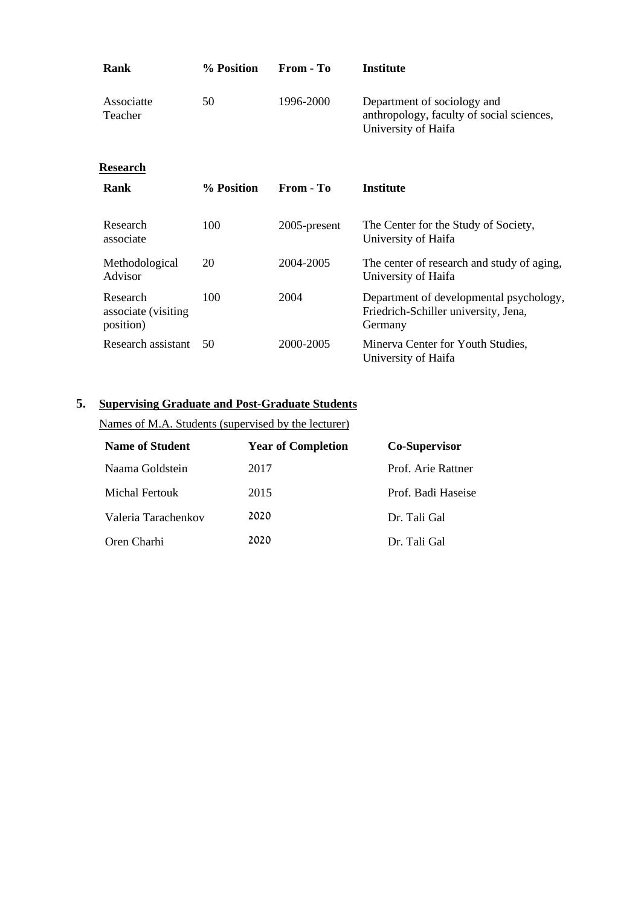| Rank | % Position | From - To | Institute |
|---|---|---|---|
| Associatte Teacher | 50 | 1996-2000 | Department of sociology and anthropology, faculty of social sciences, University of Haifa |

**Research**

| Rank | % Position | From - To | Institute |
|---|---|---|---|
| Research associate | 100 | 2005-present | The Center for the Study of Society, University of Haifa |
| Methodological Advisor | 20 | 2004-2005 | The center of research and study of aging, University of Haifa |
| Research associate (visiting position) | 100 | 2004 | Department of developmental psychology, Friedrich-Schiller university, Jena, Germany |
| Research assistant | 50 | 2000-2005 | Minerva Center for Youth Studies, University of Haifa |

## 5. Supervising Graduate and Post-Graduate Students

Names of M.A. Students (supervised by the lecturer)

| Name of Student | Year of Completion | Co-Supervisor |
|---|---|---|
| Naama Goldstein | 2017 | Prof. Arie Rattner |
| Michal Fertouk | 2015 | Prof. Badi Haseise |
| Valeria Tarachenkov | 2020 | Dr. Tali Gal |
| Oren Charhi | 2020 | Dr. Tali Gal |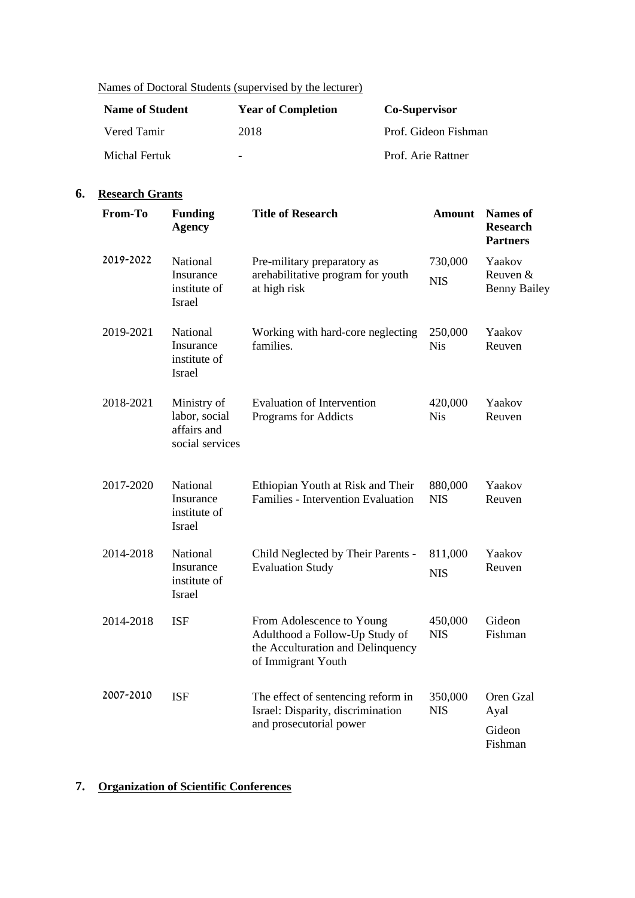Names of Doctoral Students (supervised by the lecturer)

| Name of Student | Year of Completion | Co-Supervisor |
|---|---|---|
| Vered Tamir | 2018 | Prof. Gideon Fishman |
| Michal Fertuk | - | Prof. Arie Rattner |

## 6. Research Grants

| From-To | Funding Agency | Title of Research | Amount | Names of Research Partners |
|---|---|---|---|---|
| 2019-2022 | National Insurance institute of Israel | Pre-military preparatory as arehabilitative program for youth at high risk | 730,000 NIS | Yaakov Reuven & Benny Bailey |
| 2019-2021 | National Insurance institute of Israel | Working with hard-core neglecting families. | 250,000 Nis | Yaakov Reuven |
| 2018-2021 | Ministry of labor, social affairs and social services | Evaluation of Intervention Programs for Addicts | 420,000 Nis | Yaakov Reuven |
| 2017-2020 | National Insurance institute of Israel | Ethiopian Youth at Risk and Their Families - Intervention Evaluation | 880,000 NIS | Yaakov Reuven |
| 2014-2018 | National Insurance institute of Israel | Child Neglected by Their Parents - Evaluation Study | 811,000 NIS | Yaakov Reuven |
| 2014-2018 | ISF | From Adolescence to Young Adulthood a Follow-Up Study of the Acculturation and Delinquency of Immigrant Youth | 450,000 NIS | Gideon Fishman |
| 2007-2010 | ISF | The effect of sentencing reform in Israel: Disparity, discrimination and prosecutorial power | 350,000 NIS | Oren Gzal Ayal<br>Gideon Fishman |

## 7. Organization of Scientific Conferences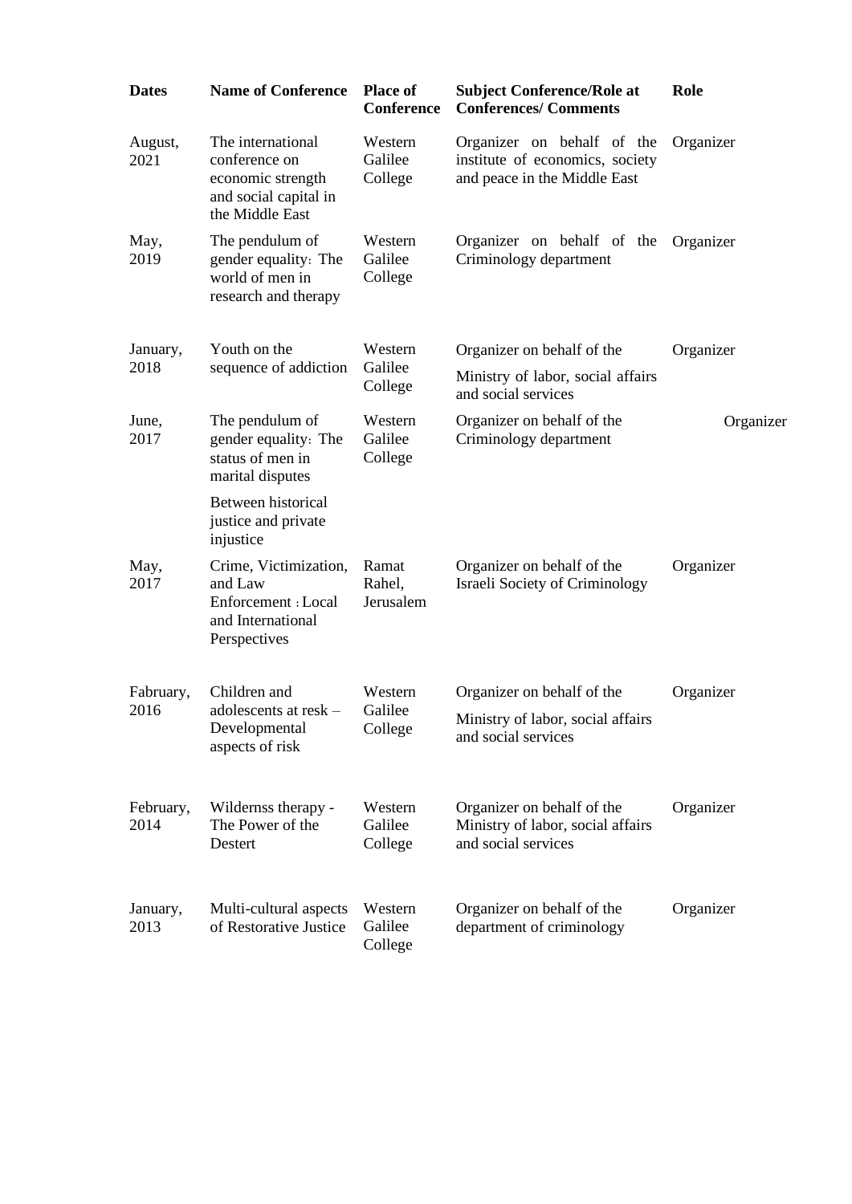| Dates | Name of Conference | Place of Conference | Subject Conference/Role at Conferences/ Comments | Role |
|---|---|---|---|---|
| August, 2021 | The international conference on economic strength and social capital in the Middle East | Western Galilee College | Organizer on behalf of the institute of economics, society and peace in the Middle East | Organizer |
| May, 2019 | The pendulum of gender equality: The world of men in research and therapy | Western Galilee College | Organizer on behalf of the Criminology department | Organizer |
| January, 2018 | Youth on the sequence of addiction | Western Galilee College | Organizer on behalf of the Ministry of labor, social affairs and social services | Organizer |
| June, 2017 | The pendulum of gender equality: The status of men in marital disputes Between historical justice and private injustice | Western Galilee College | Organizer on behalf of the Criminology department | Organizer |
| May, 2017 | Crime, Victimization, and Law Enforcement : Local and International Perspectives | Ramat Rahel, Jerusalem | Organizer on behalf of the Israeli Society of Criminology | Organizer |
| Fabruary, 2016 | Children and adolescents at resk – Developmental aspects of risk | Western Galilee College | Organizer on behalf of the Ministry of labor, social affairs and social services | Organizer |
| February, 2014 | Wildernss therapy - The Power of the Destert | Western Galilee College | Organizer on behalf of the Ministry of labor, social affairs and social services | Organizer |
| January, 2013 | Multi-cultural aspects of Restorative Justice | Western Galilee College | Organizer on behalf of the department of criminology | Organizer |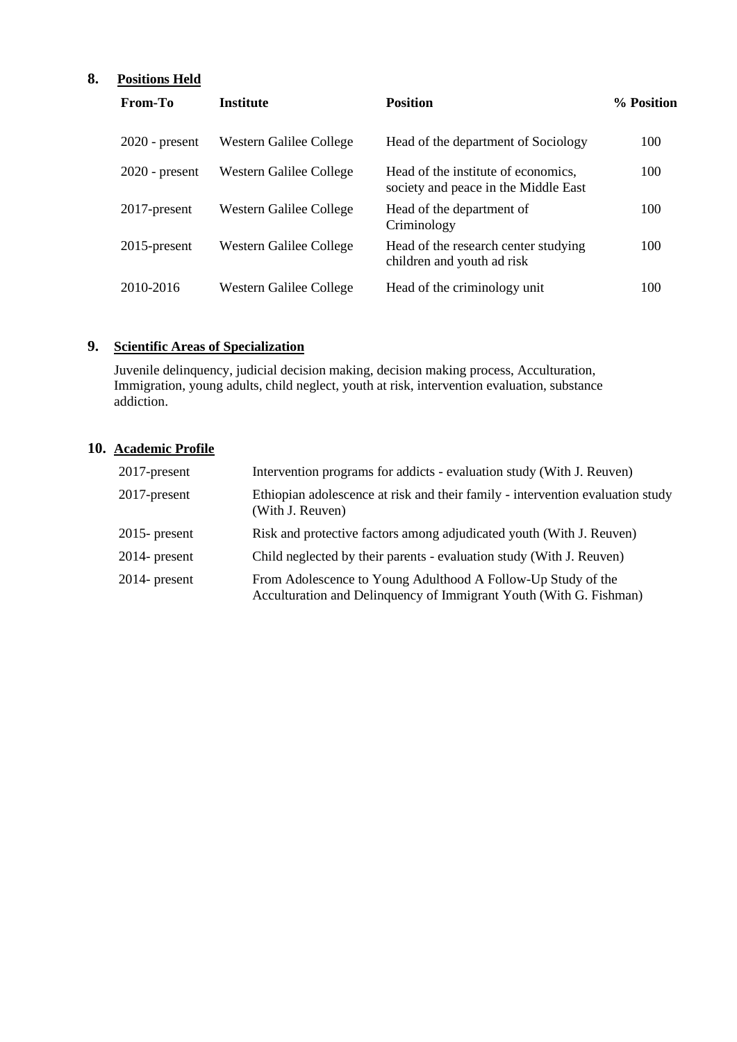## 8. Positions Held

| From-To | Institute | Position | % Position |
|---|---|---|---|
| 2020 - present | Western Galilee College | Head of the department of Sociology | 100 |
| 2020 - present | Western Galilee College | Head of the institute of economics, society and peace in the Middle East | 100 |
| 2017-present | Western Galilee College | Head of the department of Criminology | 100 |
| 2015-present | Western Galilee College | Head of the research center studying children and youth ad risk | 100 |
| 2010-2016 | Western Galilee College | Head of the criminology unit | 100 |

## 9. Scientific Areas of Specialization

Juvenile delinquency, judicial decision making, decision making process, Acculturation, Immigration, young adults, child neglect, youth at risk, intervention evaluation, substance addiction.

## 10. Academic Profile

| | |
|---|---|
| 2017-present | Intervention programs for addicts - evaluation study (With J. Reuven) |
| 2017-present | Ethiopian adolescence at risk and their family - intervention evaluation study (With J. Reuven) |
| 2015- present | Risk and protective factors among adjudicated youth (With J. Reuven) |
| 2014- present | Child neglected by their parents - evaluation study (With J. Reuven) |
| 2014- present | From Adolescence to Young Adulthood A Follow-Up Study of the Acculturation and Delinquency of Immigrant Youth (With G. Fishman) |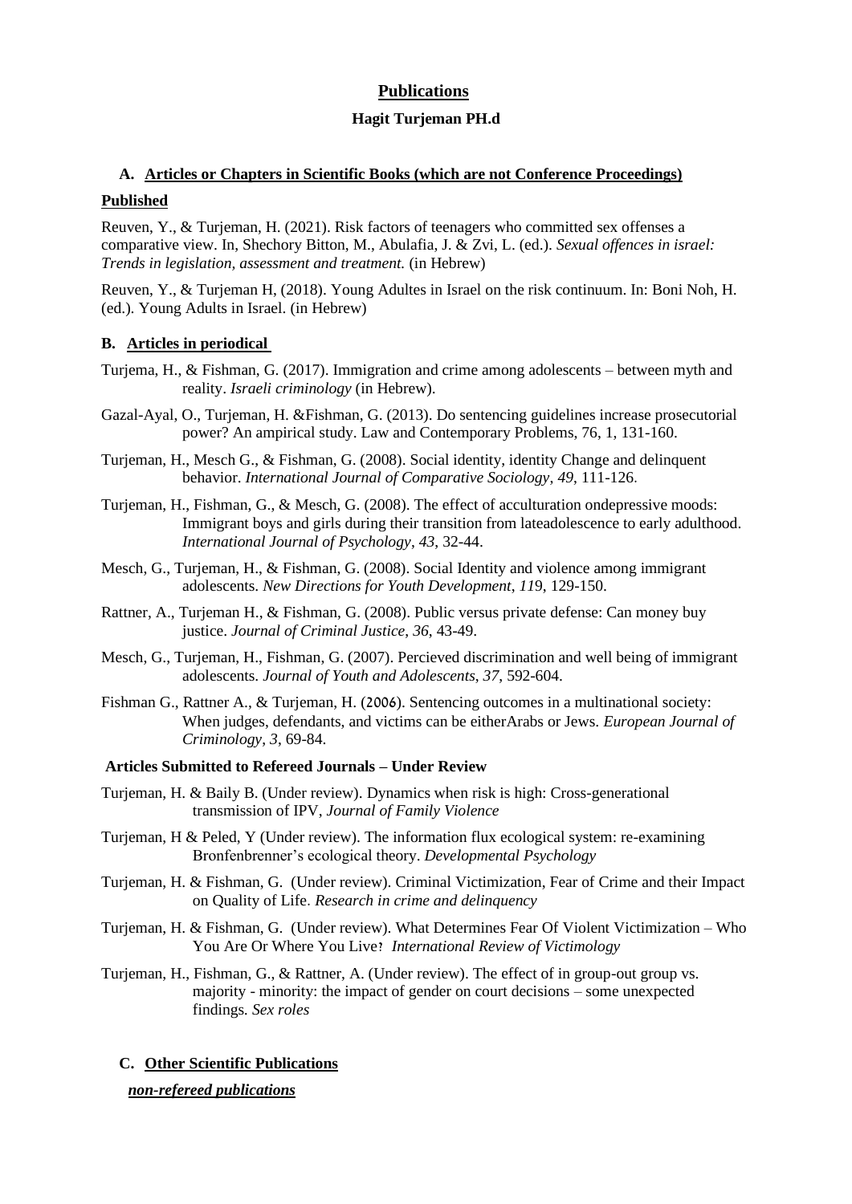## Publications

### Hagit Turjeman PH.d

**A. Articles or Chapters in Scientific Books (which are not Conference Proceedings)**

**Published**

Reuven, Y., & Turjeman, H. (2021). Risk factors of teenagers who committed sex offenses a comparative view. In, Shechory Bitton, M., Abulafia, J. & Zvi, L. (ed.). *Sexual offences in israel: Trends in legislation, assessment and treatment.* (in Hebrew)

Reuven, Y., & Turjeman H, (2018). Young Adultes in Israel on the risk continuum. In: Boni Noh, H. (ed.). Young Adults in Israel. (in Hebrew)

**B. Articles in periodical**

Turjema, H., & Fishman, G. (2017). Immigration and crime among adolescents – between myth and reality. *Israeli criminology* (in Hebrew).

Gazal-Ayal, O., Turjeman, H. &Fishman, G. (2013). Do sentencing guidelines increase prosecutorial power? An ampirical study. Law and Contemporary Problems, 76, 1, 131-160.

Turjeman, H., Mesch G., & Fishman, G. (2008). Social identity, identity Change and delinquent behavior. *International Journal of Comparative Sociology*, *49*, 111-126.

Turjeman, H., Fishman, G., & Mesch, G. (2008). The effect of acculturation ondepressive moods: Immigrant boys and girls during their transition from lateadolescence to early adulthood. *International Journal of Psychology*, *43*, 32-44.

Mesch, G., Turjeman, H., & Fishman, G. (2008). Social Identity and violence among immigrant adolescents. *New Directions for Youth Development*, *11*9, 129-150.

Rattner, A., Turjeman H., & Fishman, G. (2008). Public versus private defense: Can money buy justice. *Journal of Criminal Justice*, *36*, 43-49.

Mesch, G., Turjeman, H., Fishman, G. (2007). Percieved discrimination and well being of immigrant adolescents. *Journal of Youth and Adolescents*, *37*, 592-604.

Fishman G., Rattner A., & Turjeman, H. (2006). Sentencing outcomes in a multinational society: When judges, defendants, and victims can be eitherArabs or Jews. *European Journal of Criminology*, *3*, 69-84.

**Articles Submitted to Refereed Journals – Under Review**

Turjeman, H. & Baily B. (Under review). Dynamics when risk is high: Cross-generational transmission of IPV, *Journal of Family Violence*

Turjeman, H & Peled, Y (Under review). The information flux ecological system: re-examining Bronfenbrenner's ecological theory. *Developmental Psychology*

Turjeman, H. & Fishman, G. (Under review). Criminal Victimization, Fear of Crime and their Impact on Quality of Life. *Research in crime and delinquency*

Turjeman, H. & Fishman, G. (Under review). What Determines Fear Of Violent Victimization – Who You Are Or Where You Live? *International Review of Victimology*

Turjeman, H., Fishman, G., & Rattner, A. (Under review). The effect of in group-out group vs. majority - minority: the impact of gender on court decisions – some unexpected findings. *Sex roles*

**C. Other Scientific Publications**

***non-refereed publications***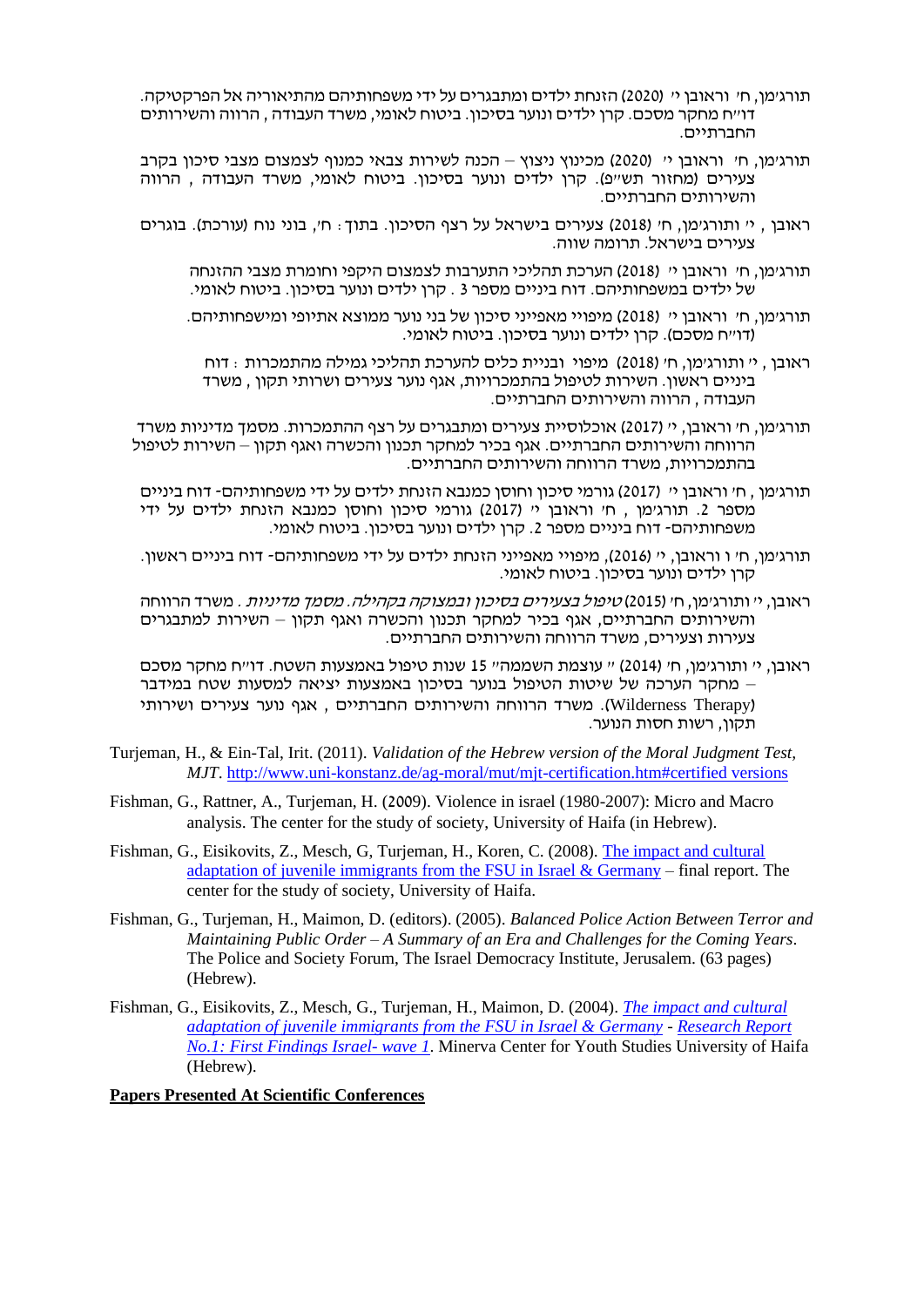תורג'מן, ח' וראובן י' (2020) הזנחת ילדים ומתבגרים על ידי משפחותיהם מהתיאוריה אל הפרקטיקה. דו"ח מחקר מסכם. קרן ילדים ונוער בסיכון. ביטוח לאומי, משרד העבודה, הרווה והשירותים החברתיים.

תורג'מן, ח' וראובן י' (2020) מכינוץ ניצוץ – הכנה לשירות צבאי כמנוף לצמצום מצבי סיכון בקרב צעירים (מחזור תש"פ). קרן ילדים ונוער בסיכון. ביטוח לאומי, משרד העבודה, הרווה והשירותים החברתיים.

ראובן, י' ותורג'מן, ח' (2018) צעירים בישראל על רצף הסיכון. בתוך: ח', בוני נוח (עורכת). בוגרים צעירים בישראל. תרומה שווה.

תורג'מן, ח' וראובן י' (2018) הערכת תהליכי התערבות לצמצום היקפי וחומרת מצבי ההזנחה של ילדים במשפחותיהם. דוח ביניים מספר 3. קרן ילדים ונוער בסיכון. ביטוח לאומי.

תורג'מן, ח' וראובן י' (2018) מיפויי מאפייני סיכון של בני נוער ממוצא אתיופי ומישפחותיהם. (דו"ח מסכם). קרן ילדים ונוער בסיכון. ביטוח לאומי.

ראובן, י' ותורג'מן, ח' (2018) מיפוי ובניית כלים להערכת תהליכי גמילה מהתמכרות: דוח ביניים ראשון. השירות לטיפול בהתמכרויות, אגף נוער צעירים ושרותי תקון, משרד העבודה, הרווה והשירותים החברתיים.

תורג'מן, ח' וראובן, י' (2017) אוכלוסיית צעירים ומתבגרים על רצף ההתמכרות. מסמך מדיניות משרד הרווחה והשירותים החברתיים. אגף בכיר למחקר תכנון והכשרה ואגף תקון – השירות לטיפול בהתמכרויות, משרד הרווחה והשירותים החברתיים.

תורג'מן, ח' וראובן י' (2017) גורמי סיכון וחוסן כמנבא הזנחת ילדים על ידי משפחותיהם- דוח ביניים מספר 2. תורג'מן, ח' וראובן י' (2017) גורמי סיכון וחוסן כמנבא הזנחת ילדים על ידי משפחותיהם- דוח ביניים מספר 2. קרן ילדים ונוער בסיכון. ביטוח לאומי.

תורג'מן, ח' ו וראובן, י' (2016), מיפויי מאפייני הזנחת ילדים על ידי משפחותיהם- דוח ביניים ראשון. קרן ילדים ונוער בסיכון. ביטוח לאומי.

ראובן, י' ותורג'מן, ח' (2015) *טיפול בצעירים בסיכון ובמצוקה בקהילה. מסמך מדיניות*. משרד הרווחה והשירותים החברתיים, אגף בכיר למחקר תכנון והכשרה ואגף תקון – השירות למתבגרים צעירות וצעירים, משרד הרווחה והשירותים החברתיים.

ראובן, י' ותורג'מן, ח' (2014) " עוצמת השממה" 15 שנות טיפול באמצעות השטח. דו"ח מחקר מסכם – מחקר הערכה של שיטות הטיפול בנוער בסיכון באמצעות יציאה למסעות שטח במידבר (Wilderness Therapy). משרד הרווחה והשירותים החברתיים, אגף נוער צעירים ושירותי תקון, רשות חסות הנוער.

Turjeman, H., & Ein-Tal, Irit. (2011). *Validation of the Hebrew version of the Moral Judgment Test, MJT*. http://www.uni-konstanz.de/ag-moral/mut/mjt-certification.htm#certified versions

Fishman, G., Rattner, A., Turjeman, H. (2009). Violence in israel (1980-2007): Micro and Macro analysis. The center for the study of society, University of Haifa (in Hebrew).

Fishman, G., Eisikovits, Z., Mesch, G, Turjeman, H., Koren, C. (2008). The impact and cultural adaptation of juvenile immigrants from the FSU in Israel & Germany – final report. The center for the study of society, University of Haifa.

Fishman, G., Turjeman, H., Maimon, D. (editors). (2005). *Balanced Police Action Between Terror and Maintaining Public Order – A Summary of an Era and Challenges for the Coming Years*. The Police and Society Forum, The Israel Democracy Institute, Jerusalem. (63 pages) (Hebrew).

Fishman, G., Eisikovits, Z., Mesch, G., Turjeman, H., Maimon, D. (2004). *The impact and cultural adaptation of juvenile immigrants from the FSU in Israel & Germany - Research Report No.1: First Findings Israel- wave 1*. Minerva Center for Youth Studies University of Haifa (Hebrew).

**Papers Presented At Scientific Conferences**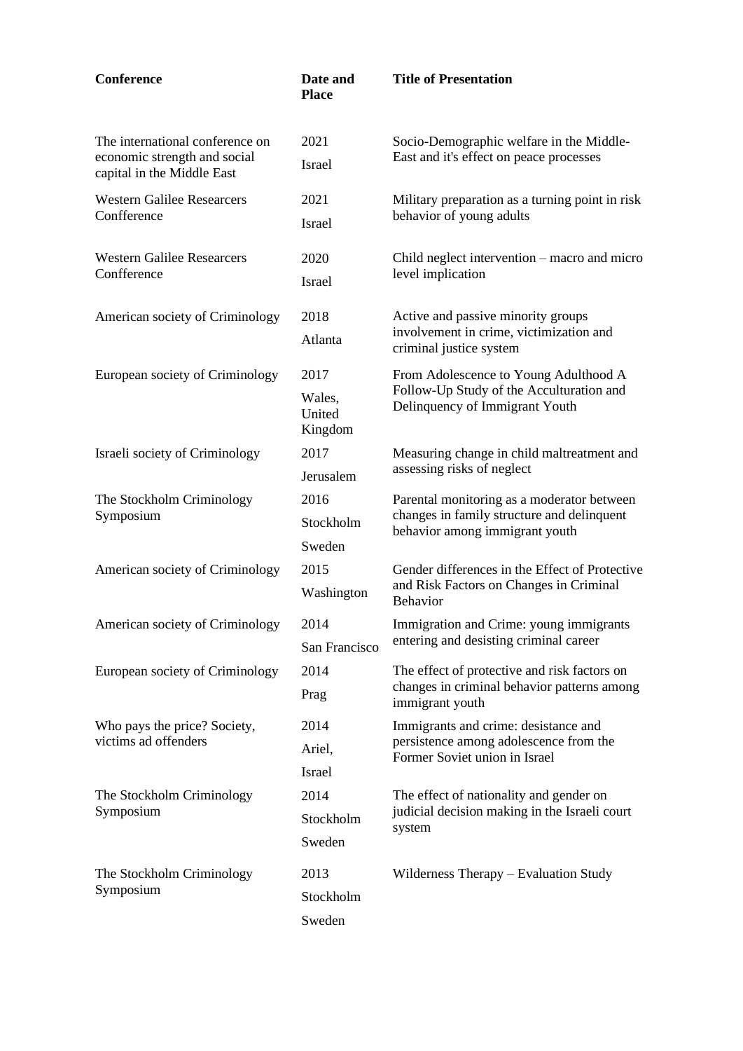| Conference | Date and Place | Title of Presentation |
|---|---|---|
| The international conference on economic strength and social capital in the Middle East | 2021 Israel | Socio-Demographic welfare in the Middle-East and it's effect on peace processes |
| Western Galilee Researcers Conffeerence | 2021 Israel | Military preparation as a turning point in risk behavior of young adults |
| Western Galilee Researcers Conffeerence | 2020 Israel | Child neglect intervention – macro and micro level implication |
| American society of Criminology | 2018 Atlanta | Active and passive minority groups involvement in crime, victimization and criminal justice system |
| European society of Criminology | 2017 Wales, United Kingdom | From Adolescence to Young Adulthood A Follow-Up Study of the Acculturation and Delinquency of Immigrant Youth |
| Israeli society of Criminology | 2017 Jerusalem | Measuring change in child maltreatment and assessing risks of neglect |
| The Stockholm Criminology Symposium | 2016 Stockholm Sweden | Parental monitoring as a moderator between changes in family structure and delinquent behavior among immigrant youth |
| American society of Criminology | 2015 Washington | Gender differences in the Effect of Protective and Risk Factors on Changes in Criminal Behavior |
| American society of Criminology | 2014 San Francisco | Immigration and Crime: young immigrants entering and desisting criminal career |
| European society of Criminology | 2014 Prag | The effect of protective and risk factors on changes in criminal behavior patterns among immigrant youth |
| Who pays the price? Society, victims ad offenders | 2014 Ariel, Israel | Immigrants and crime: desistance and persistence among adolescence from the Former Soviet union in Israel |
| The Stockholm Criminology Symposium | 2014 Stockholm Sweden | The effect of nationality and gender on judicial decision making in the Israeli court system |
| The Stockholm Criminology Symposium | 2013 Stockholm Sweden | Wilderness Therapy – Evaluation Study |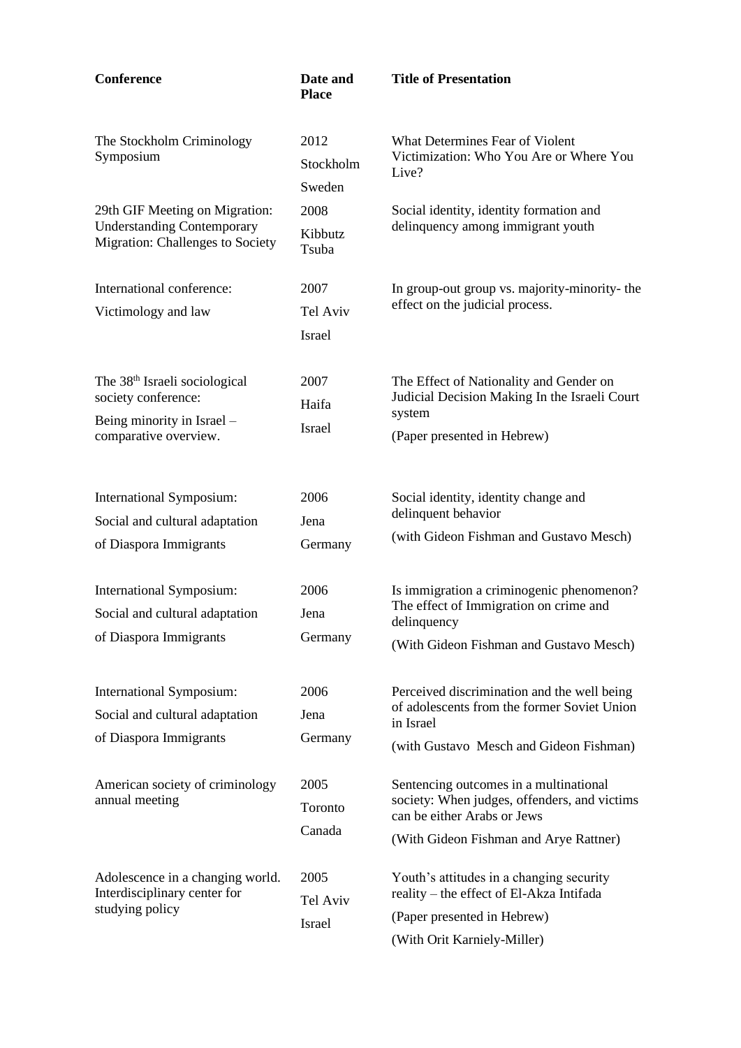| Conference | Date and Place | Title of Presentation |
|---|---|---|
| The Stockholm Criminology Symposium | 2012 Stockholm Sweden | What Determines Fear of Violent Victimization: Who You Are or Where You Live? |
| 29th GIF Meeting on Migration: Understanding Contemporary Migration: Challenges to Society | 2008 Kibbutz Tsuba | Social identity, identity formation and delinquency among immigrant youth |
| International conference: Victimology and law | 2007 Tel Aviv Israel | In group-out group vs. majority-minority- the effect on the judicial process. |
| The 38th Israeli sociological society conference: Being minority in Israel – comparative overview. | 2007 Haifa Israel | The Effect of Nationality and Gender on Judicial Decision Making In the Israeli Court system (Paper presented in Hebrew) |
| International Symposium: Social and cultural adaptation of Diaspora Immigrants | 2006 Jena Germany | Social identity, identity change and delinquent behavior (with Gideon Fishman and Gustavo Mesch) |
| International Symposium: Social and cultural adaptation of Diaspora Immigrants | 2006 Jena Germany | Is immigration a criminogenic phenomenon? The effect of Immigration on crime and delinquency (With Gideon Fishman and Gustavo Mesch) |
| International Symposium: Social and cultural adaptation of Diaspora Immigrants | 2006 Jena Germany | Perceived discrimination and the well being of adolescents from the former Soviet Union in Israel (with Gustavo Mesch and Gideon Fishman) |
| American society of criminology annual meeting | 2005 Toronto Canada | Sentencing outcomes in a multinational society: When judges, offenders, and victims can be either Arabs or Jews (With Gideon Fishman and Arye Rattner) |
| Adolescence in a changing world. Interdisciplinary center for studying policy | 2005 Tel Aviv Israel | Youth's attitudes in a changing security reality – the effect of El-Akza Intifada (Paper presented in Hebrew) (With Orit Karniely-Miller) |